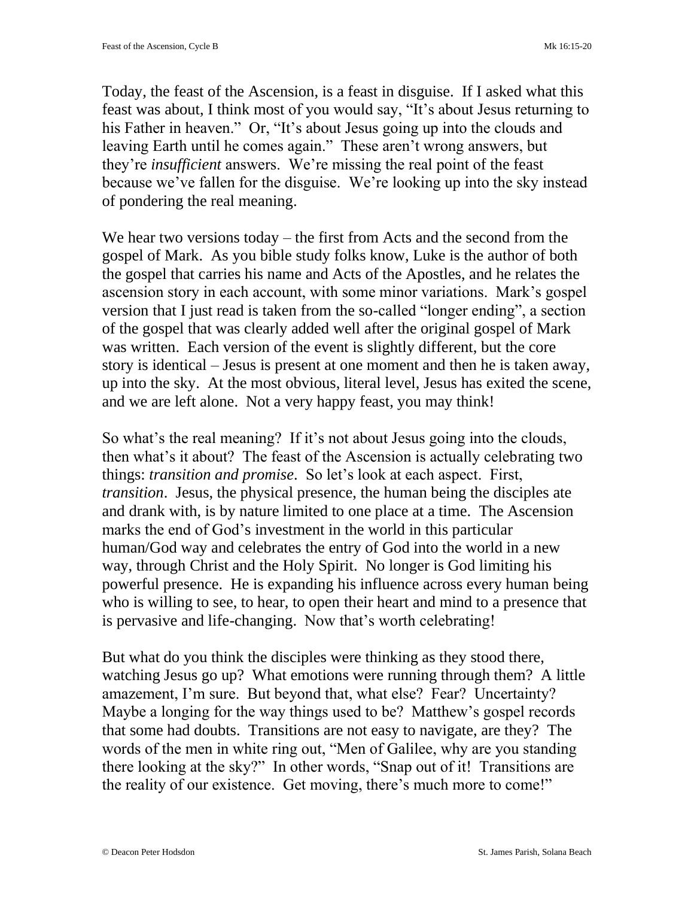Today, the feast of the Ascension, is a feast in disguise. If I asked what this feast was about, I think most of you would say, "It's about Jesus returning to his Father in heaven." Or, "It's about Jesus going up into the clouds and leaving Earth until he comes again." These aren't wrong answers, but they're *insufficient* answers. We're missing the real point of the feast because we've fallen for the disguise. We're looking up into the sky instead of pondering the real meaning.

We hear two versions today – the first from Acts and the second from the gospel of Mark. As you bible study folks know, Luke is the author of both the gospel that carries his name and Acts of the Apostles, and he relates the ascension story in each account, with some minor variations. Mark's gospel version that I just read is taken from the so-called "longer ending", a section of the gospel that was clearly added well after the original gospel of Mark was written. Each version of the event is slightly different, but the core story is identical – Jesus is present at one moment and then he is taken away, up into the sky. At the most obvious, literal level, Jesus has exited the scene, and we are left alone. Not a very happy feast, you may think!

So what's the real meaning? If it's not about Jesus going into the clouds, then what's it about? The feast of the Ascension is actually celebrating two things: *transition and promise*. So let's look at each aspect. First, *transition*. Jesus, the physical presence, the human being the disciples ate and drank with, is by nature limited to one place at a time. The Ascension marks the end of God's investment in the world in this particular human/God way and celebrates the entry of God into the world in a new way, through Christ and the Holy Spirit. No longer is God limiting his powerful presence. He is expanding his influence across every human being who is willing to see, to hear, to open their heart and mind to a presence that is pervasive and life-changing. Now that's worth celebrating!

But what do you think the disciples were thinking as they stood there, watching Jesus go up? What emotions were running through them? A little amazement, I'm sure. But beyond that, what else? Fear? Uncertainty? Maybe a longing for the way things used to be? Matthew's gospel records that some had doubts. Transitions are not easy to navigate, are they? The words of the men in white ring out, "Men of Galilee, why are you standing there looking at the sky?" In other words, "Snap out of it! Transitions are the reality of our existence. Get moving, there's much more to come!"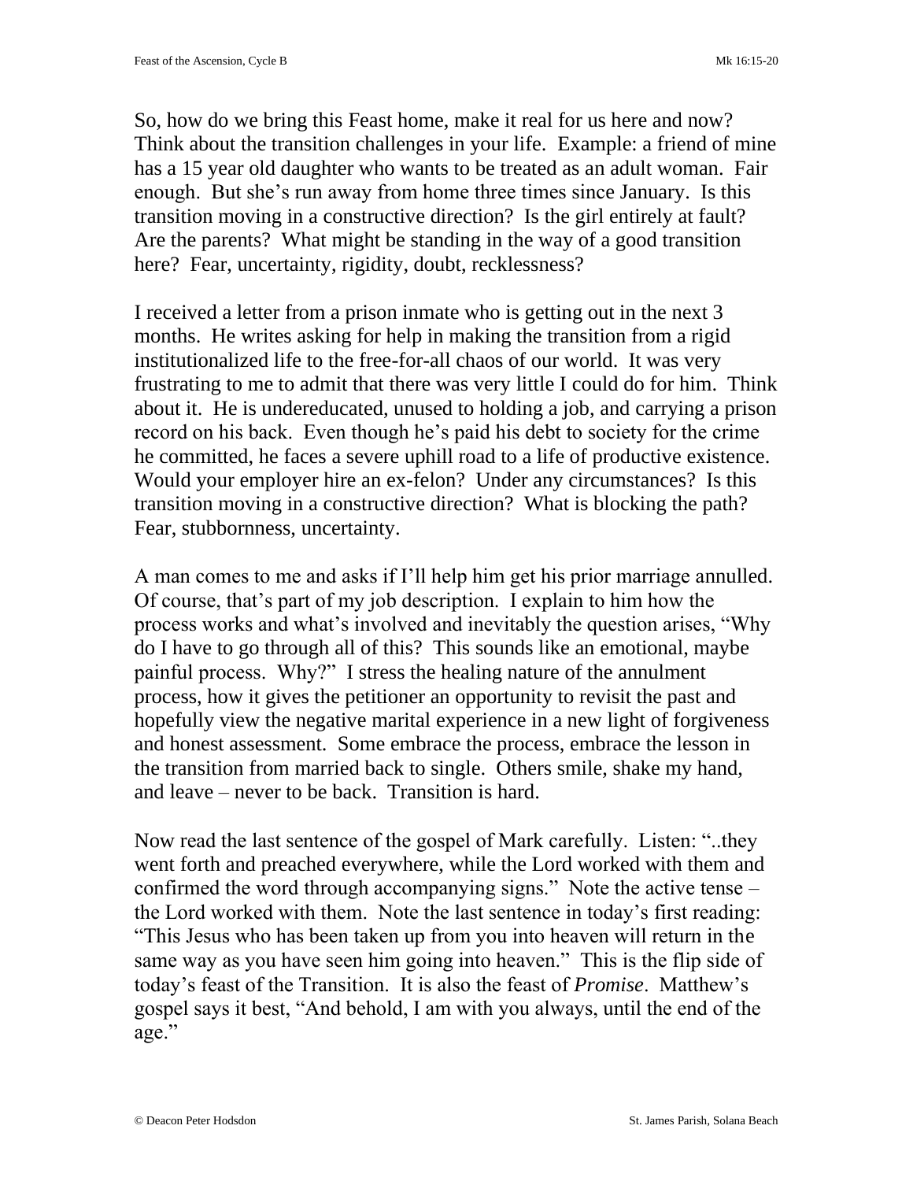So, how do we bring this Feast home, make it real for us here and now? Think about the transition challenges in your life. Example: a friend of mine has a 15 year old daughter who wants to be treated as an adult woman. Fair enough. But she's run away from home three times since January. Is this transition moving in a constructive direction? Is the girl entirely at fault? Are the parents? What might be standing in the way of a good transition here? Fear, uncertainty, rigidity, doubt, recklessness?

I received a letter from a prison inmate who is getting out in the next 3 months. He writes asking for help in making the transition from a rigid institutionalized life to the free-for-all chaos of our world. It was very frustrating to me to admit that there was very little I could do for him. Think about it. He is undereducated, unused to holding a job, and carrying a prison record on his back. Even though he's paid his debt to society for the crime he committed, he faces a severe uphill road to a life of productive existence. Would your employer hire an ex-felon? Under any circumstances? Is this transition moving in a constructive direction? What is blocking the path? Fear, stubbornness, uncertainty.

A man comes to me and asks if I'll help him get his prior marriage annulled. Of course, that's part of my job description. I explain to him how the process works and what's involved and inevitably the question arises, "Why do I have to go through all of this? This sounds like an emotional, maybe painful process. Why?" I stress the healing nature of the annulment process, how it gives the petitioner an opportunity to revisit the past and hopefully view the negative marital experience in a new light of forgiveness and honest assessment. Some embrace the process, embrace the lesson in the transition from married back to single. Others smile, shake my hand, and leave – never to be back. Transition is hard.

Now read the last sentence of the gospel of Mark carefully. Listen: "..they went forth and preached everywhere, while the Lord worked with them and confirmed the word through accompanying signs." Note the active tense – the Lord worked with them. Note the last sentence in today's first reading: "This Jesus who has been taken up from you into heaven will return in the same way as you have seen him going into heaven." This is the flip side of today's feast of the Transition. It is also the feast of *Promise*. Matthew's gospel says it best, "And behold, I am with you always, until the end of the age."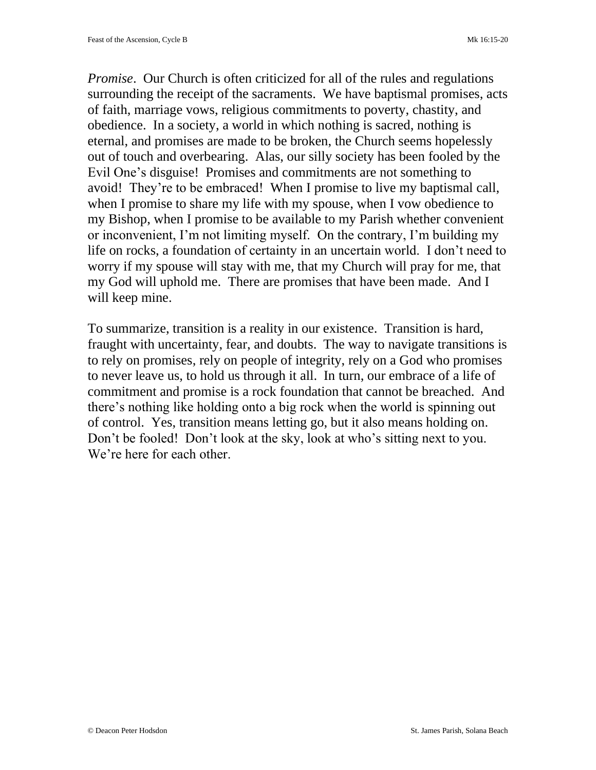*Promise*. Our Church is often criticized for all of the rules and regulations surrounding the receipt of the sacraments. We have baptismal promises, acts of faith, marriage vows, religious commitments to poverty, chastity, and obedience. In a society, a world in which nothing is sacred, nothing is eternal, and promises are made to be broken, the Church seems hopelessly out of touch and overbearing. Alas, our silly society has been fooled by the Evil One's disguise! Promises and commitments are not something to avoid! They're to be embraced! When I promise to live my baptismal call, when I promise to share my life with my spouse, when I vow obedience to my Bishop, when I promise to be available to my Parish whether convenient or inconvenient, I'm not limiting myself. On the contrary, I'm building my life on rocks, a foundation of certainty in an uncertain world. I don't need to worry if my spouse will stay with me, that my Church will pray for me, that my God will uphold me. There are promises that have been made. And I will keep mine.

To summarize, transition is a reality in our existence. Transition is hard, fraught with uncertainty, fear, and doubts. The way to navigate transitions is to rely on promises, rely on people of integrity, rely on a God who promises to never leave us, to hold us through it all. In turn, our embrace of a life of commitment and promise is a rock foundation that cannot be breached. And there's nothing like holding onto a big rock when the world is spinning out of control. Yes, transition means letting go, but it also means holding on. Don't be fooled! Don't look at the sky, look at who's sitting next to you. We're here for each other.